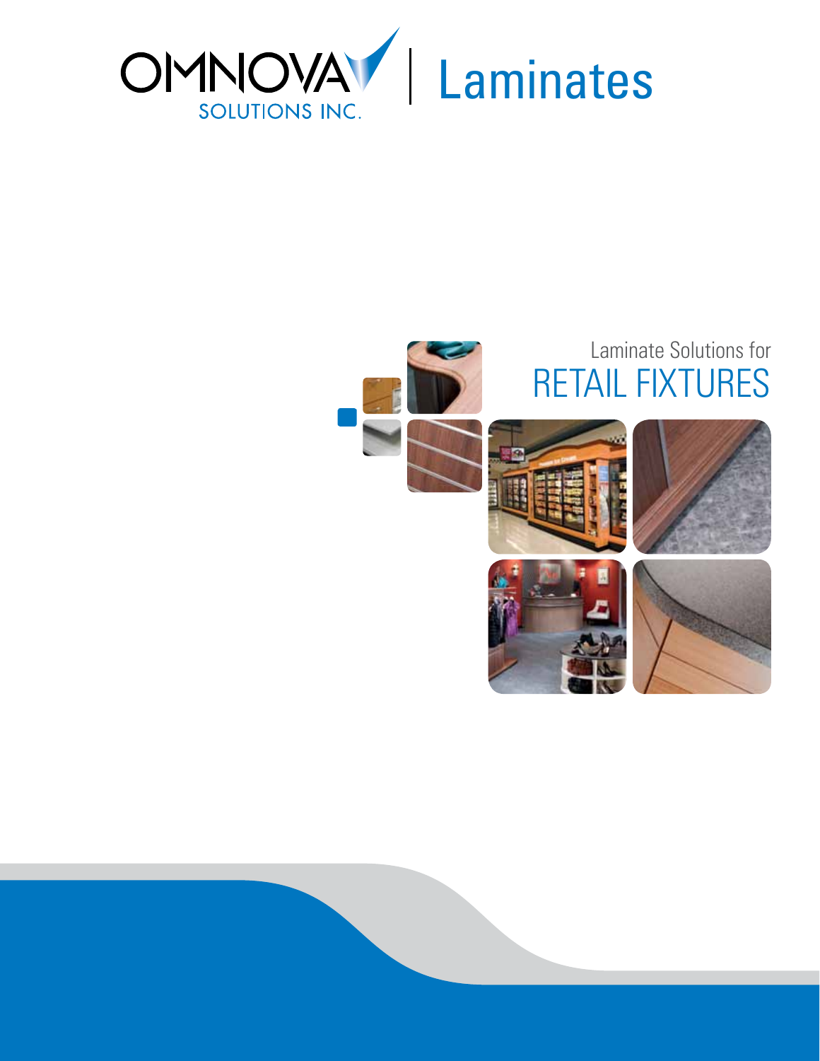OMNOVA SOLUTIONS INC. | Laminates

# Laminate Solutions for RETAIL FIXTURES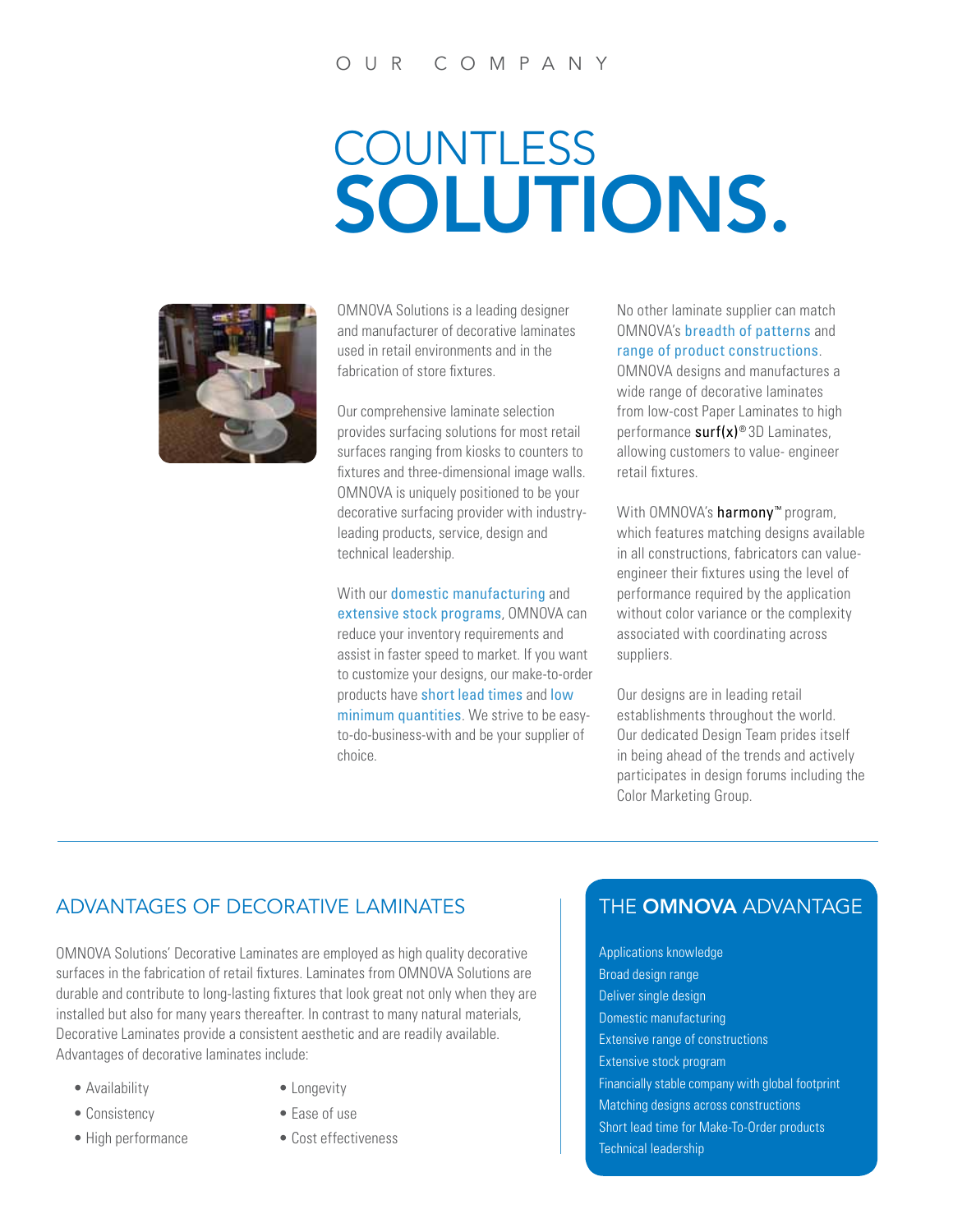OUR COMPANY

# COUNTLESS SOLUTIONS.

OMNOVA Solutions is a leading designer and manufacturer of decorative laminates used in retail environments and in the fabrication of store fixtures.

Our comprehensive laminate selection provides surfacing solutions for most retail surfaces ranging from kiosks to counters to fixtures and three-dimensional image walls. OMNOVA is uniquely positioned to be your decorative surfacing provider with industry-leading products, service, design and technical leadership.

With our domestic manufacturing and extensive stock programs, OMNOVA can reduce your inventory requirements and assist in faster speed to market. If you want to customize your designs, our make-to-order products have short lead times and low minimum quantities. We strive to be easy-to-do-business-with and be your supplier of choice.

No other laminate supplier can match OMNOVA's breadth of patterns and range of product constructions. OMNOVA designs and manufactures a wide range of decorative laminates from low-cost Paper Laminates to high performance **surf(x)**® 3D Laminates, allowing customers to value- engineer retail fixtures.

With OMNOVA's **harmony**™ program, which features matching designs available in all constructions, fabricators can value-engineer their fixtures using the level of performance required by the application without color variance or the complexity associated with coordinating across suppliers.

Our designs are in leading retail establishments throughout the world. Our dedicated Design Team prides itself in being ahead of the trends and actively participates in design forums including the Color Marketing Group.

## ADVANTAGES OF DECORATIVE LAMINATES

OMNOVA Solutions' Decorative Laminates are employed as high quality decorative surfaces in the fabrication of retail fixtures. Laminates from OMNOVA Solutions are durable and contribute to long-lasting fixtures that look great not only when they are installed but also for many years thereafter. In contrast to many natural materials, Decorative Laminates provide a consistent aesthetic and are readily available. Advantages of decorative laminates include:

- Availability
- Consistency
- High performance
- Longevity
- Ease of use
- Cost effectiveness

## THE **OMNOVA** ADVANTAGE

- Applications knowledge
- Broad design range
- Deliver single design
- Domestic manufacturing
- Extensive range of constructions
- Extensive stock program
- Financially stable company with global footprint
- Matching designs across constructions
- Short lead time for Make-To-Order products
- Technical leadership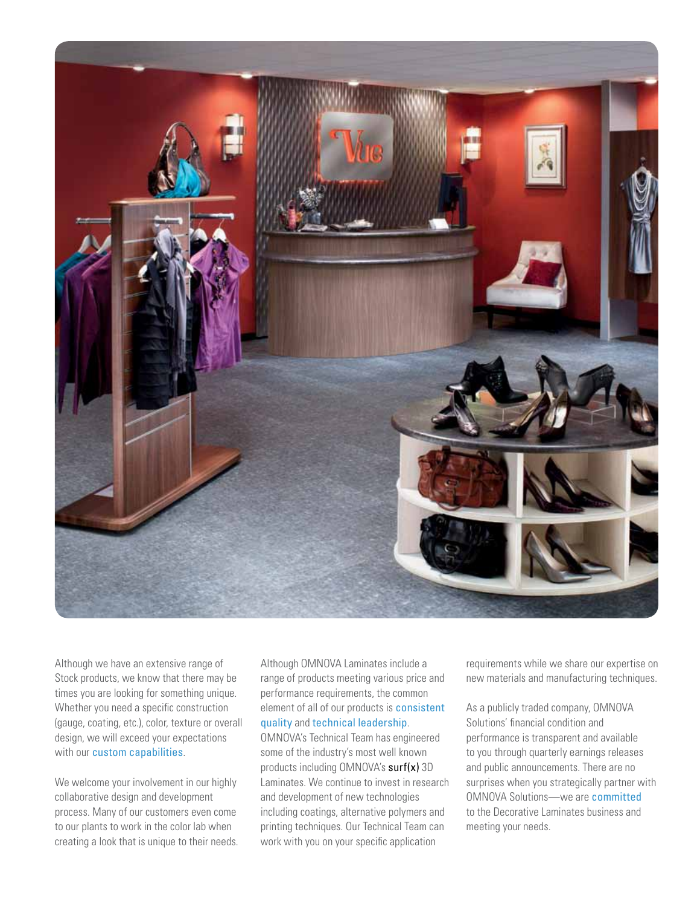Although we have an extensive range of Stock products, we know that there may be times you are looking for something unique. Whether you need a specific construction (gauge, coating, etc.), color, texture or overall design, we will exceed your expectations with our custom capabilities.

We welcome your involvement in our highly collaborative design and development process. Many of our customers even come to our plants to work in the color lab when creating a look that is unique to their needs.

Although OMNOVA Laminates include a range of products meeting various price and performance requirements, the common element of all of our products is consistent quality and technical leadership. OMNOVA's Technical Team has engineered some of the industry's most well known products including OMNOVA's **surf(x)** 3D Laminates. We continue to invest in research and development of new technologies including coatings, alternative polymers and printing techniques. Our Technical Team can work with you on your specific application requirements while we share our expertise on new materials and manufacturing techniques.

As a publicly traded company, OMNOVA Solutions' financial condition and performance is transparent and available to you through quarterly earnings releases and public announcements. There are no surprises when you strategically partner with OMNOVA Solutions—we are committed to the Decorative Laminates business and meeting your needs.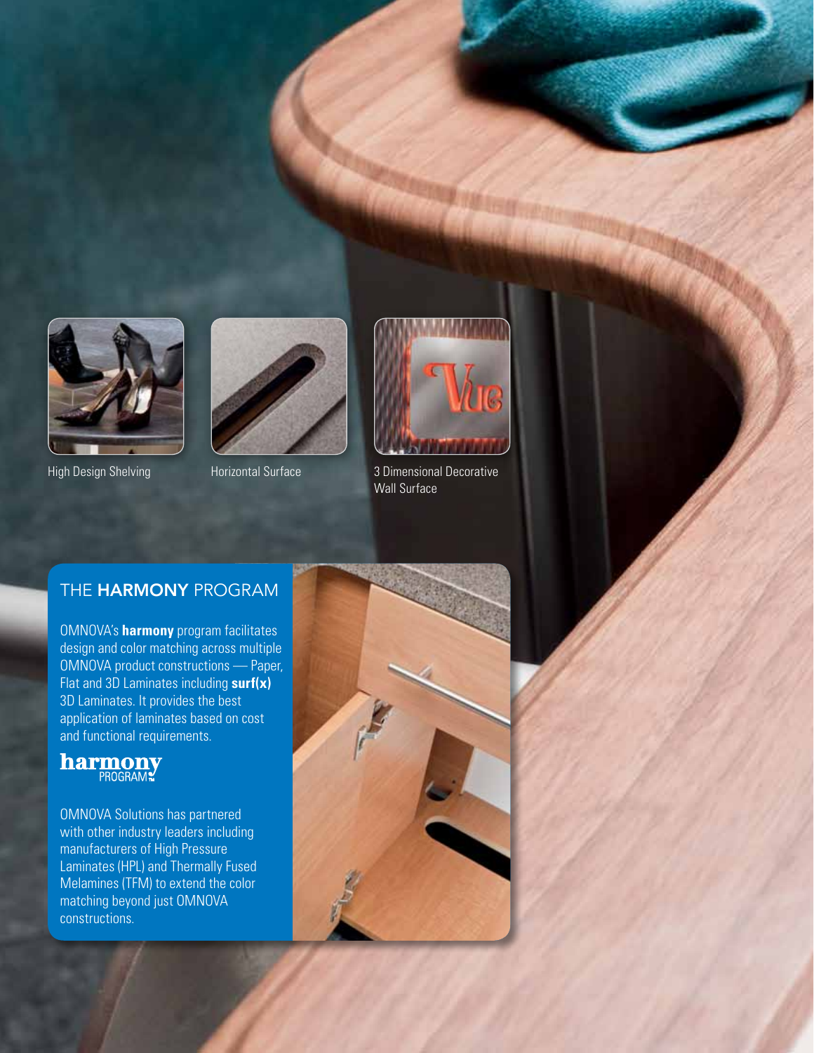High Design Shelving

Horizontal Surface

3 Dimensional Decorative Wall Surface

## THE **HARMONY** PROGRAM

OMNOVA's **harmony** program facilitates design and color matching across multiple OMNOVA product constructions — Paper, Flat and 3D Laminates including **surf(x)** 3D Laminates. It provides the best application of laminates based on cost and functional requirements.

**harmony** PROGRAM™

OMNOVA Solutions has partnered with other industry leaders including manufacturers of High Pressure Laminates (HPL) and Thermally Fused Melamines (TFM) to extend the color matching beyond just OMNOVA constructions.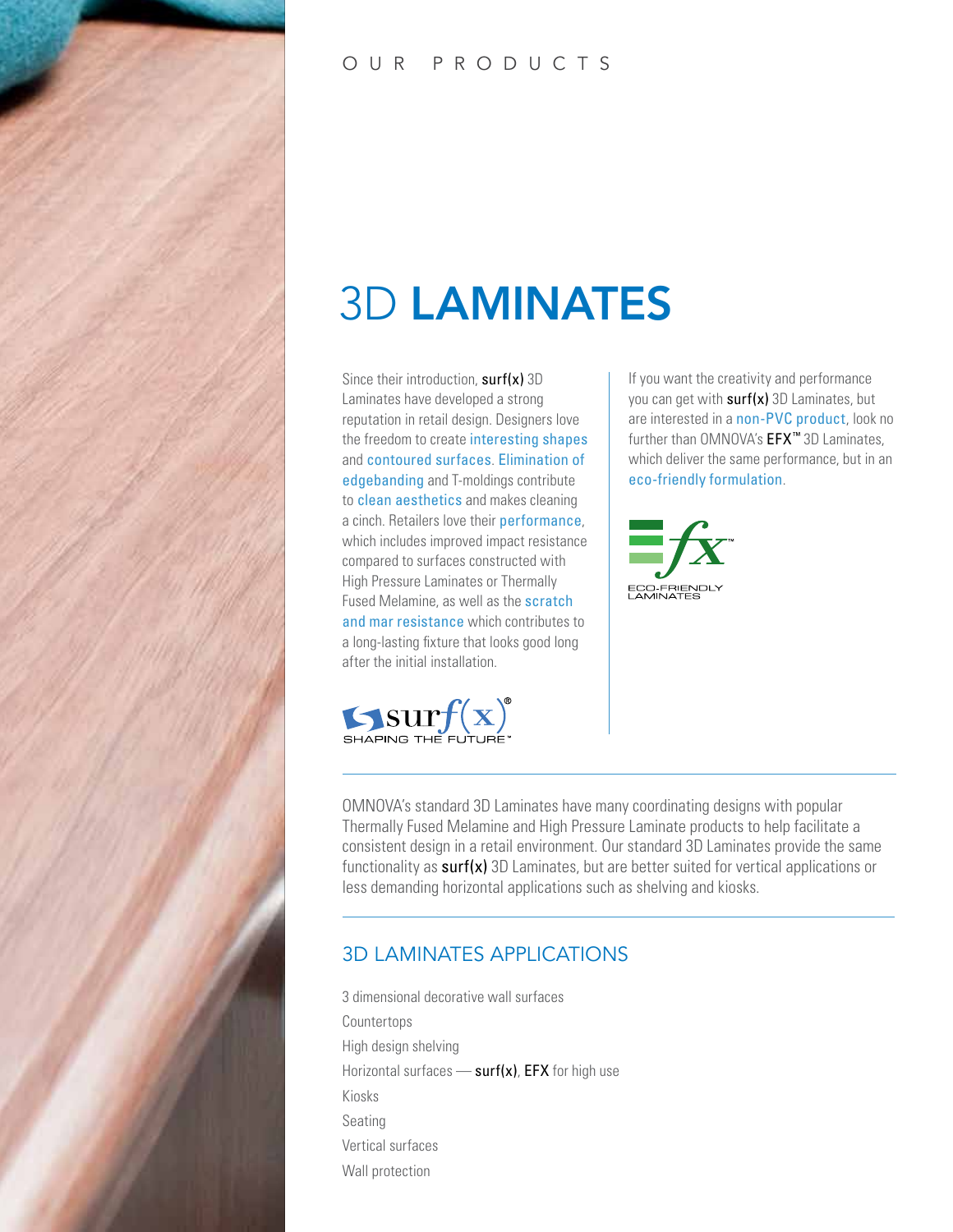OUR PRODUCTS

# 3D LAMINATES

Since their introduction, **surf(x)** 3D Laminates have developed a strong reputation in retail design. Designers love the freedom to create interesting shapes and contoured surfaces. Elimination of edgebanding and T-moldings contribute to clean aesthetics and makes cleaning a cinch. Retailers love their performance, which includes improved impact resistance compared to surfaces constructed with High Pressure Laminates or Thermally Fused Melamine, as well as the scratch and mar resistance which contributes to a long-lasting fixture that looks good long after the initial installation.

surf(x)® SHAPING THE FUTURE™

If you want the creativity and performance you can get with **surf(x)** 3D Laminates, but are interested in a non-PVC product, look no further than OMNOVA's **EFX™** 3D Laminates, which deliver the same performance, but in an eco-friendly formulation.

fx™ ECO-FRIENDLY LAMINATES

OMNOVA's standard 3D Laminates have many coordinating designs with popular Thermally Fused Melamine and High Pressure Laminate products to help facilitate a consistent design in a retail environment. Our standard 3D Laminates provide the same functionality as **surf(x)** 3D Laminates, but are better suited for vertical applications or less demanding horizontal applications such as shelving and kiosks.

## 3D LAMINATES APPLICATIONS

3 dimensional decorative wall surfaces
Countertops
High design shelving
Horizontal surfaces — **surf(x)**, **EFX** for high use
Kiosks
Seating
Vertical surfaces
Wall protection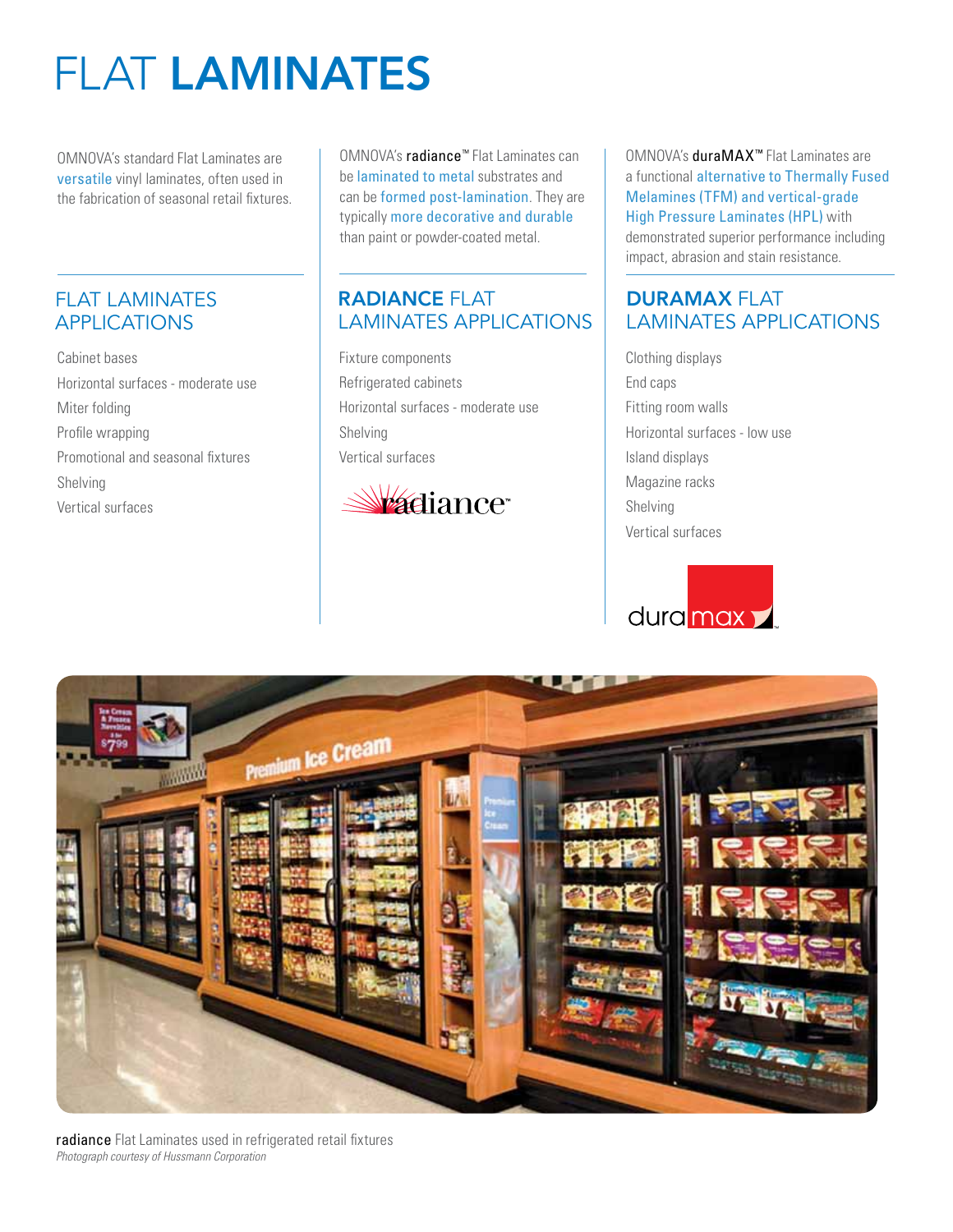# FLAT **LAMINATES**

OMNOVA's standard Flat Laminates are versatile vinyl laminates, often used in the fabrication of seasonal retail fixtures.

## FLAT LAMINATES APPLICATIONS

- Cabinet bases
- Horizontal surfaces - moderate use
- Miter folding
- Profile wrapping
- Promotional and seasonal fixtures
- Shelving
- Vertical surfaces

OMNOVA's **radiance**™ Flat Laminates can be laminated to metal substrates and can be formed post-lamination. They are typically more decorative and durable than paint or powder-coated metal.

## **RADIANCE** FLAT LAMINATES APPLICATIONS

- Fixture components
- Refrigerated cabinets
- Horizontal surfaces - moderate use
- Shelving
- Vertical surfaces

radiance™

OMNOVA's **duraMAX**™ Flat Laminates are a functional alternative to Thermally Fused Melamines (TFM) and vertical-grade High Pressure Laminates (HPL) with demonstrated superior performance including impact, abrasion and stain resistance.

## **DURAMAX** FLAT LAMINATES APPLICATIONS

- Clothing displays
- End caps
- Fitting room walls
- Horizontal surfaces - low use
- Island displays
- Magazine racks
- Shelving
- Vertical surfaces

duramax™

**radiance** Flat Laminates used in refrigerated retail fixtures
*Photograph courtesy of Hussmann Corporation*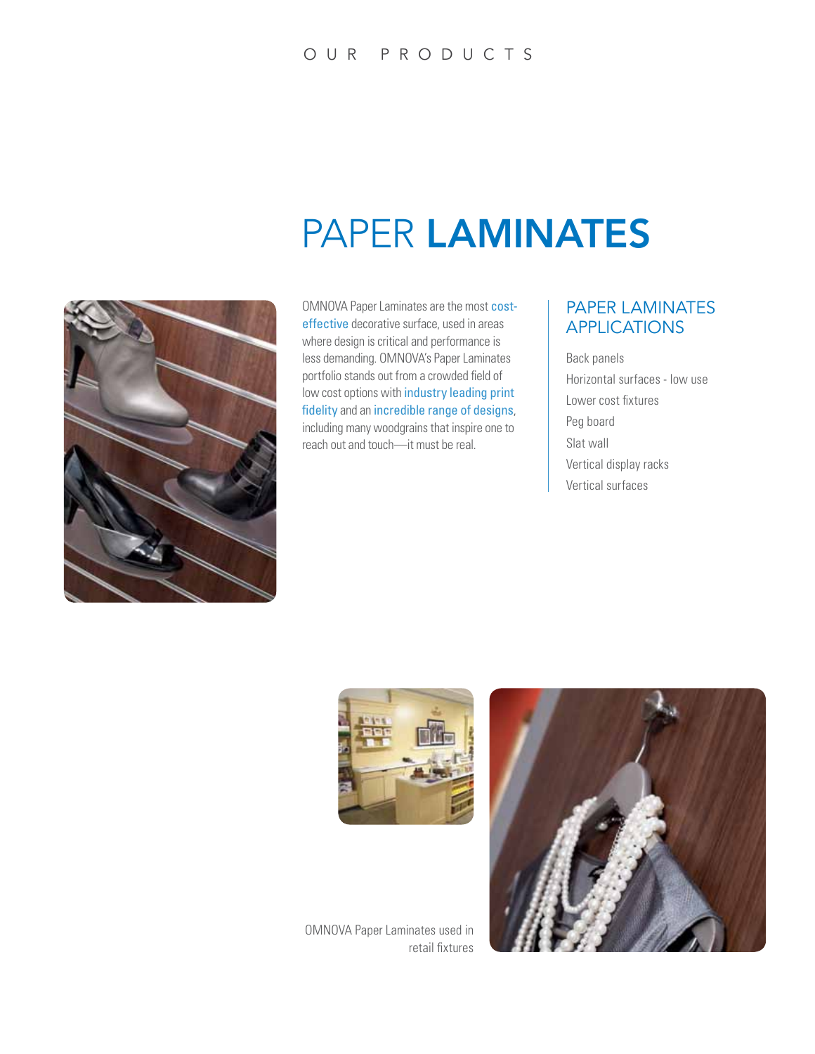# PAPER **LAMINATES**

OMNOVA Paper Laminates are the most cost-effective decorative surface, used in areas where design is critical and performance is less demanding. OMNOVA's Paper Laminates portfolio stands out from a crowded field of low cost options with industry leading print fidelity and an incredible range of designs, including many woodgrains that inspire one to reach out and touch—it must be real.

## PAPER LAMINATES APPLICATIONS

- Back panels
- Horizontal surfaces - low use
- Lower cost fixtures
- Peg board
- Slat wall
- Vertical display racks
- Vertical surfaces

OMNOVA Paper Laminates used in retail fixtures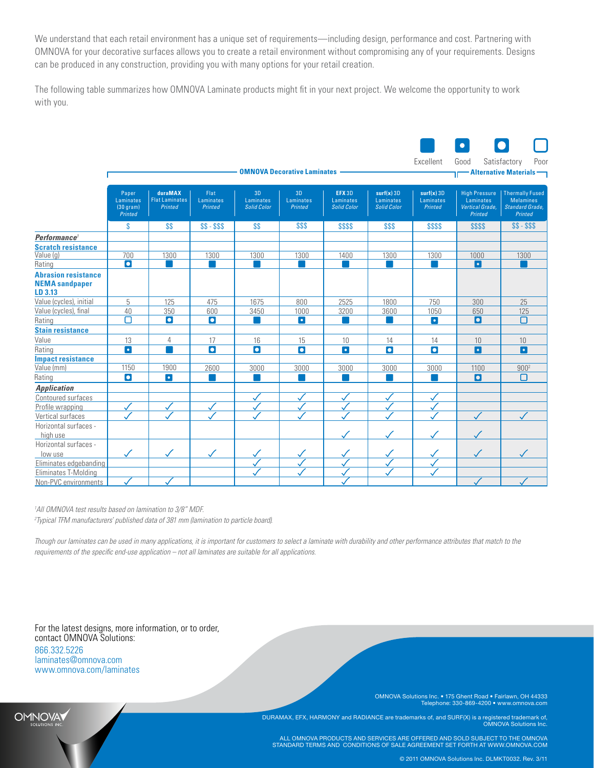We understand that each retail environment has a unique set of requirements—including design, performance and cost. Partnering with OMNOVA for your decorative surfaces allows you to create a retail environment without compromising any of your requirements. Designs can be produced in any construction, providing you with many options for your retail creation.

The following table summarizes how OMNOVA Laminate products might fit in your next project. We welcome the opportunity to work with you.

Rating legend: Excellent, Good, Satisfactory, Poor

| | OMNOVA Decorative Laminates | | | | | | | | Alternative Materials | |
|---|---|---|---|---|---|---|---|---|---|---|
| | Paper Laminates (30 gram) *Printed* | **duraMAX** Flat Laminates *Printed* | Flat Laminates *Printed* | 3D Laminates *Solid Color* | 3D Laminates *Printed* | **EFX** 3D Laminates *Solid Color* | **surf(x)** 3D Laminates *Solid Color* | **surf(x)** 3D Laminates *Printed* | High Pressure Laminates *Vertical Grade, Printed* | Thermally Fused Melamines *Standard Grade, Printed* |
| | $ | $$ | $$ - $$$ | $$ | $$$ | $$$$ | $$$ | $$$$ | $$$$ | $$ - $$$ |
| ***Performance***[1] | | | | | | | | | | |
| **Scratch resistance** | | | | | | | | | | |
| Value (g) | 700 | 1300 | 1300 | 1300 | 1300 | 1400 | 1300 | 1300 | 1000 | 1300 |
| Rating | Satisfactory | Excellent | Excellent | Excellent | Excellent | Excellent | Excellent | Excellent | Good | Excellent |
| **Abrasion resistance NEMA sandpaper LD 3.13** | | | | | | | | | | |
| Value (cycles), initial | 5 | 125 | 475 | 1675 | 800 | 2525 | 1800 | 750 | 300 | 25 |
| Value (cycles), final | 40 | 350 | 600 | 3450 | 1000 | 3200 | 3600 | 1050 | 650 | 125 |
| Rating | Poor | Satisfactory | Satisfactory | Excellent | Good | Excellent | Excellent | Good | Satisfactory | Poor |
| **Stain resistance** | | | | | | | | | | |
| Value | 13 | 4 | 17 | 16 | 15 | 10 | 14 | 14 | 10 | 10 |
| Rating | Good | Excellent | Satisfactory | Satisfactory | Satisfactory | Good | Satisfactory | Satisfactory | Good | Good |
| **Impact resistance** | | | | | | | | | | |
| Value (mm) | 1150 | 1900 | 2600 | 3000 | 3000 | 3000 | 3000 | 3000 | 1100 | 900[2] |
| Rating | Satisfactory | Good | Excellent | Excellent | Excellent | Excellent | Excellent | Excellent | Satisfactory | Poor |
| ***Application*** | | | | | | | | | | |
| Contoured surfaces | | | | ✓ | ✓ | ✓ | ✓ | ✓ | | |
| Profile wrapping | ✓ | ✓ | ✓ | ✓ | ✓ | ✓ | ✓ | ✓ | | |
| Vertical surfaces | ✓ | ✓ | ✓ | ✓ | ✓ | ✓ | ✓ | ✓ | ✓ | ✓ |
| Horizontal surfaces - high use | | | | | | ✓ | ✓ | ✓ | ✓ | |
| Horizontal surfaces - low use | ✓ | ✓ | ✓ | ✓ | ✓ | ✓ | ✓ | ✓ | ✓ | ✓ |
| Eliminates edgebanding | | | | ✓ | ✓ | ✓ | ✓ | ✓ | | |
| Eliminates T-Molding | | | | ✓ | ✓ | ✓ | ✓ | ✓ | | |
| Non-PVC environments | ✓ | ✓ | | | | ✓ | | | ✓ | ✓ |

*[1]All OMNOVA test results based on lamination to 3/8" MDF.*

*[2]Typical TFM manufacturers' published data of 381 mm (lamination to particle board).*

*Though our laminates can be used in many applications, it is important for customers to select a laminate with durability and other performance attributes that match to the requirements of the specific end-use application – not all laminates are suitable for all applications.*

For the latest designs, more information, or to order, contact OMNOVA Solutions:

866.332.5226
laminates@omnova.com
www.omnova.com/laminates

OMNOVA Solutions Inc. • 175 Ghent Road • Fairlawn, OH 44333
Telephone: 330-869-4200 • www.omnova.com

DURAMAX, EFX, HARMONY and RADIANCE are trademarks of, and SURF(X) is a registered trademark of, OMNOVA Solutions Inc.

ALL OMNOVA PRODUCTS AND SERVICES ARE OFFERED AND SOLD SUBJECT TO THE OMNOVA STANDARD TERMS AND CONDITIONS OF SALE AGREEMENT SET FORTH AT WWW.OMNOVA.COM

© 2011 OMNOVA Solutions Inc. DLMKT0032. Rev. 3/11